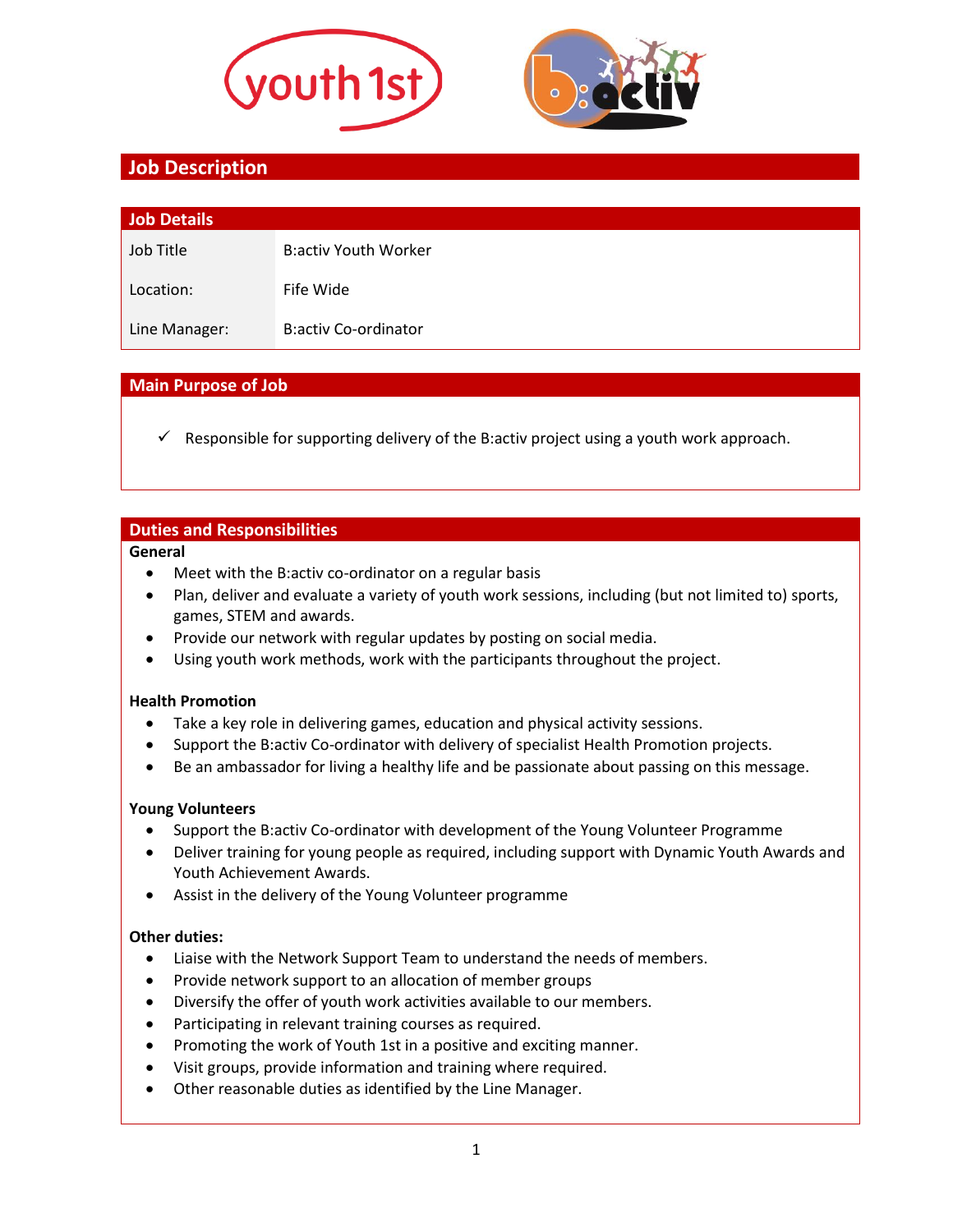# Job Description

## Job Details

| Job Title | B:activ Youth Worker |
| --- | --- |
| Location: | Fife Wide |
| Line Manager: | B:activ Co-ordinator |

## Main Purpose of Job

- ✓ Responsible for supporting delivery of the B:activ project using a youth work approach.

## Duties and Responsibilities

**General**

- Meet with the B:activ co-ordinator on a regular basis
- Plan, deliver and evaluate a variety of youth work sessions, including (but not limited to) sports, games, STEM and awards.
- Provide our network with regular updates by posting on social media.
- Using youth work methods, work with the participants throughout the project.

**Health Promotion**

- Take a key role in delivering games, education and physical activity sessions.
- Support the B:activ Co-ordinator with delivery of specialist Health Promotion projects.
- Be an ambassador for living a healthy life and be passionate about passing on this message.

**Young Volunteers**

- Support the B:activ Co-ordinator with development of the Young Volunteer Programme
- Deliver training for young people as required, including support with Dynamic Youth Awards and Youth Achievement Awards.
- Assist in the delivery of the Young Volunteer programme

**Other duties:**

- Liaise with the Network Support Team to understand the needs of members.
- Provide network support to an allocation of member groups
- Diversify the offer of youth work activities available to our members.
- Participating in relevant training courses as required.
- Promoting the work of Youth 1st in a positive and exciting manner.
- Visit groups, provide information and training where required.
- Other reasonable duties as identified by the Line Manager.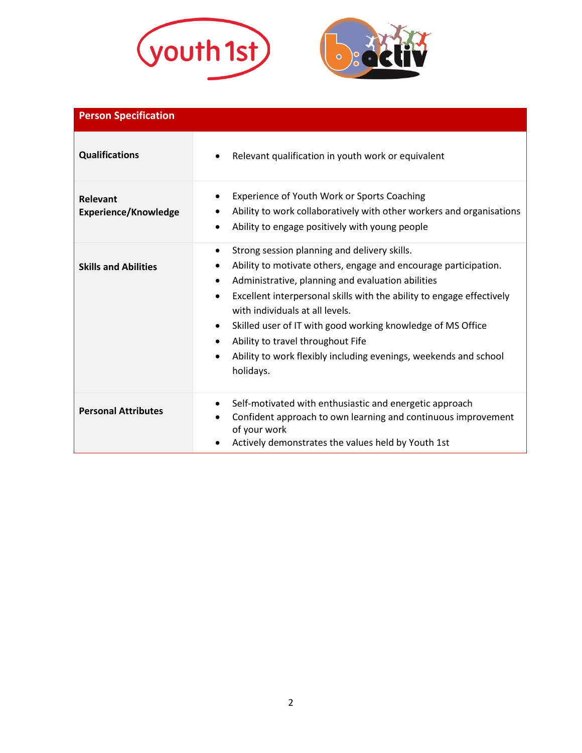| Person Specification | |
|---|---|
| **Qualifications** | • Relevant qualification in youth work or equivalent |
| **Relevant Experience/Knowledge** | • Experience of Youth Work or Sports Coaching<br>• Ability to work collaboratively with other workers and organisations<br>• Ability to engage positively with young people |
| **Skills and Abilities** | • Strong session planning and delivery skills.<br>• Ability to motivate others, engage and encourage participation.<br>• Administrative, planning and evaluation abilities<br>• Excellent interpersonal skills with the ability to engage effectively with individuals at all levels.<br>• Skilled user of IT with good working knowledge of MS Office<br>• Ability to travel throughout Fife<br>• Ability to work flexibly including evenings, weekends and school holidays. |
| **Personal Attributes** | • Self-motivated with enthusiastic and energetic approach<br>• Confident approach to own learning and continuous improvement of your work<br>• Actively demonstrates the values held by Youth 1st |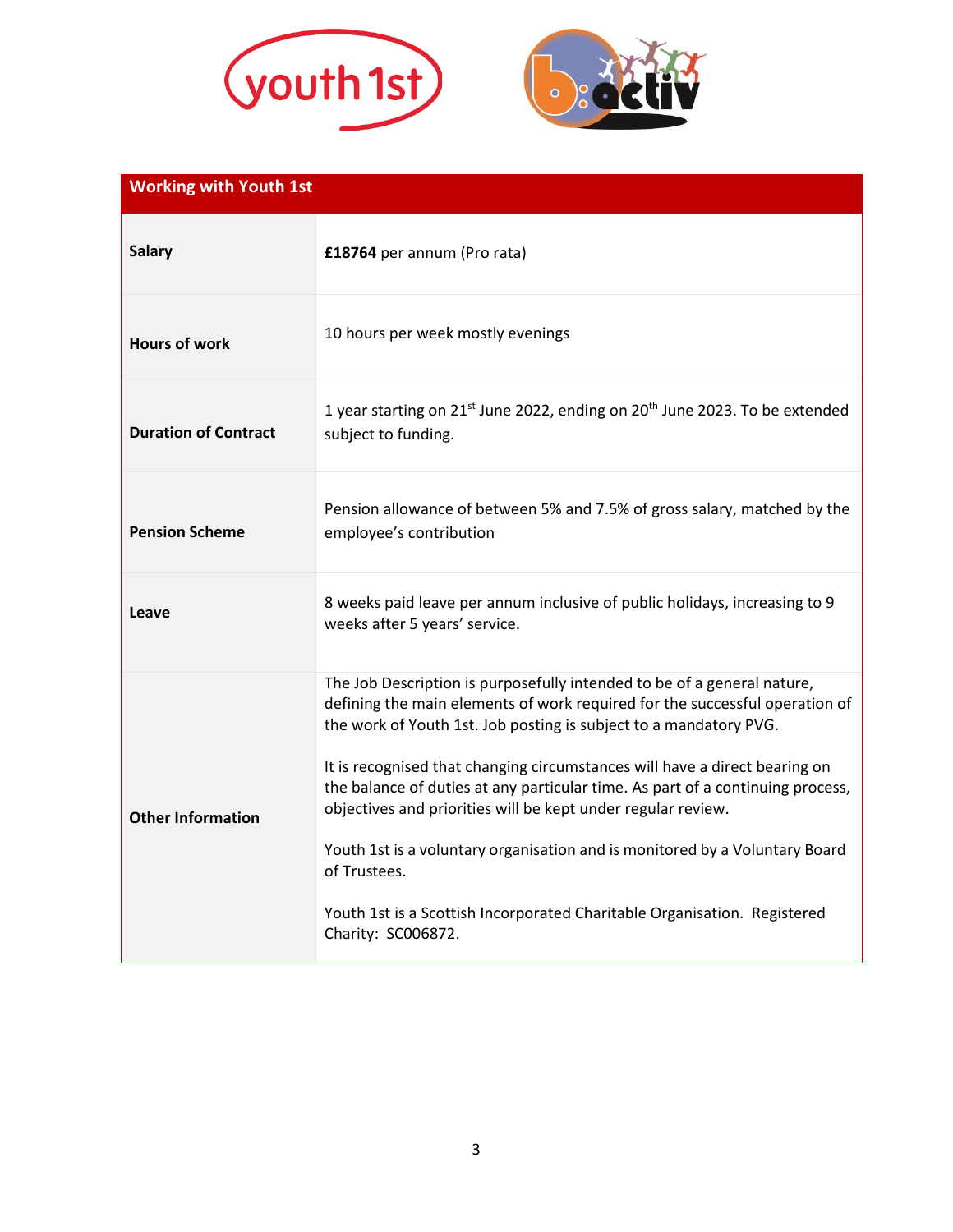| Working with Youth 1st | |
|---|---|
| **Salary** | **£18764** per annum (Pro rata) |
| **Hours of work** | 10 hours per week mostly evenings |
| **Duration of Contract** | 1 year starting on 21st June 2022, ending on 20th June 2023. To be extended subject to funding. |
| **Pension Scheme** | Pension allowance of between 5% and 7.5% of gross salary, matched by the employee's contribution |
| **Leave** | 8 weeks paid leave per annum inclusive of public holidays, increasing to 9 weeks after 5 years' service. |
| **Other Information** | The Job Description is purposefully intended to be of a general nature, defining the main elements of work required for the successful operation of the work of Youth 1st. Job posting is subject to a mandatory PVG.<br><br>It is recognised that changing circumstances will have a direct bearing on the balance of duties at any particular time. As part of a continuing process, objectives and priorities will be kept under regular review.<br><br>Youth 1st is a voluntary organisation and is monitored by a Voluntary Board of Trustees.<br><br>Youth 1st is a Scottish Incorporated Charitable Organisation. Registered Charity: SC006872. |